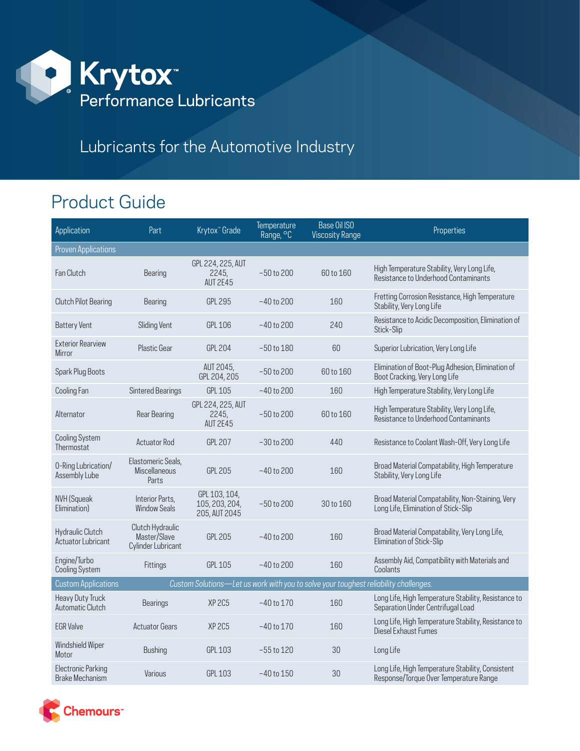# Krytox™ Performance Lubricants

## Lubricants for the Automotive Industry

## Product Guide

| Application | Part | Krytox™ Grade | Temperature Range, °C | Base Oil ISO Viscosity Range | Properties |
|---|---|---|---|---|---|
| Proven Applications | | | | | |
| Fan Clutch | Bearing | GPL 224, 225, AUT 2245, AUT 2E45 | −50 to 200 | 60 to 160 | High Temperature Stability, Very Long Life, Resistance to Underhood Contaminants |
| Clutch Pilot Bearing | Bearing | GPL 295 | −40 to 200 | 160 | Fretting Corrosion Resistance, High Temperature Stability, Very Long Life |
| Battery Vent | Sliding Vent | GPL 106 | −40 to 200 | 240 | Resistance to Acidic Decomposition, Elimination of Stick-Slip |
| Exterior Rearview Mirror | Plastic Gear | GPL 204 | −50 to 180 | 60 | Superior Lubrication, Very Long Life |
| Spark Plug Boots | | AUT 2045, GPL 204, 205 | −50 to 200 | 60 to 160 | Elimination of Boot-Plug Adhesion, Elimination of Boot Cracking, Very Long Life |
| Cooling Fan | Sintered Bearings | GPL 105 | −40 to 200 | 160 | High Temperature Stability, Very Long Life |
| Alternator | Rear Bearing | GPL 224, 225, AUT 2245, AUT 2E45 | −50 to 200 | 60 to 160 | High Temperature Stability, Very Long Life, Resistance to Underhood Contaminants |
| Cooling System Thermostat | Actuator Rod | GPL 207 | −30 to 200 | 440 | Resistance to Coolant Wash-Off, Very Long Life |
| O-Ring Lubrication/ Assembly Lube | Elastomeric Seals, Miscellaneous Parts | GPL 205 | −40 to 200 | 160 | Broad Material Compatability, High Temperature Stability, Very Long Life |
| NVH (Squeak Elimination) | Interior Parts, Window Seals | GPL 103, 104, 105, 203, 204, 205, AUT 2045 | −50 to 200 | 30 to 160 | Broad Material Compatability, Non-Staining, Very Long Life, Elimination of Stick-Slip |
| Hydraulic Clutch Actuator Lubricant | Clutch Hydraulic Master/Slave Cylinder Lubricant | GPL 205 | −40 to 200 | 160 | Broad Material Compatability, Very Long Life, Elimination of Stick-Slip |
| Engine/Turbo Cooling System | Fittings | GPL 105 | −40 to 200 | 160 | Assembly Aid, Compatibility with Materials and Coolants |
| Custom Applications | *Custom Solutions—Let us work with you to solve your toughest reliability challenges.* | | | | |
| Heavy Duty Truck Automatic Clutch | Bearings | XP 2C5 | −40 to 170 | 160 | Long Life, High Temperature Stability, Resistance to Separation Under Centrifugal Load |
| EGR Valve | Actuator Gears | XP 2C5 | −40 to 170 | 160 | Long Life, High Temperature Stability, Resistance to Diesel Exhaust Fumes |
| Windshield Wiper Motor | Bushing | GPL 103 | −55 to 120 | 30 | Long Life |
| Electronic Parking Brake Mechanism | Various | GPL 103 | −40 to 150 | 30 | Long Life, High Temperature Stability, Consistent Response/Torque Over Temperature Range |

Chemours™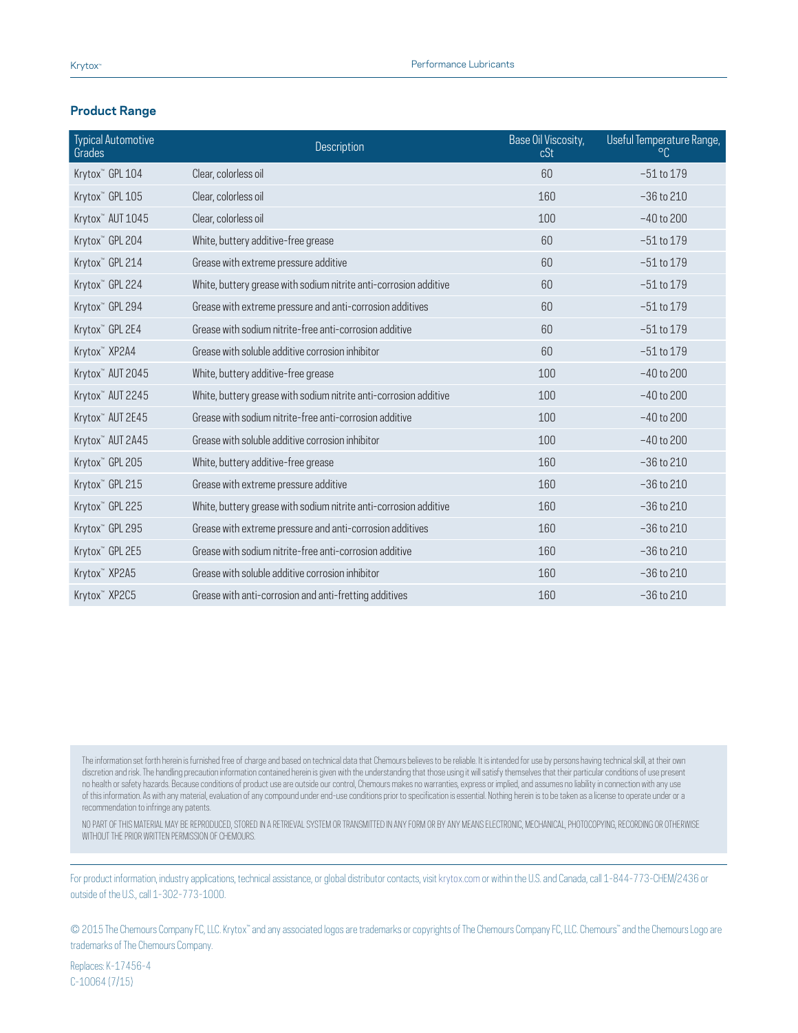## Product Range

| Typical Automotive Grades | Description | Base Oil Viscosity, cSt | Useful Temperature Range, °C |
|---|---|---|---|
| Krytox™ GPL 104 | Clear, colorless oil | 60 | −51 to 179 |
| Krytox™ GPL 105 | Clear, colorless oil | 160 | −36 to 210 |
| Krytox™ AUT 1045 | Clear, colorless oil | 100 | −40 to 200 |
| Krytox™ GPL 204 | White, buttery additive-free grease | 60 | −51 to 179 |
| Krytox™ GPL 214 | Grease with extreme pressure additive | 60 | −51 to 179 |
| Krytox™ GPL 224 | White, buttery grease with sodium nitrite anti-corrosion additive | 60 | −51 to 179 |
| Krytox™ GPL 294 | Grease with extreme pressure and anti-corrosion additives | 60 | −51 to 179 |
| Krytox™ GPL 2E4 | Grease with sodium nitrite-free anti-corrosion additive | 60 | −51 to 179 |
| Krytox™ XP2A4 | Grease with soluble additive corrosion inhibitor | 60 | −51 to 179 |
| Krytox™ AUT 2045 | White, buttery additive-free grease | 100 | −40 to 200 |
| Krytox™ AUT 2245 | White, buttery grease with sodium nitrite anti-corrosion additive | 100 | −40 to 200 |
| Krytox™ AUT 2E45 | Grease with sodium nitrite-free anti-corrosion additive | 100 | −40 to 200 |
| Krytox™ AUT 2A45 | Grease with soluble additive corrosion inhibitor | 100 | −40 to 200 |
| Krytox™ GPL 205 | White, buttery additive-free grease | 160 | −36 to 210 |
| Krytox™ GPL 215 | Grease with extreme pressure additive | 160 | −36 to 210 |
| Krytox™ GPL 225 | White, buttery grease with sodium nitrite anti-corrosion additive | 160 | −36 to 210 |
| Krytox™ GPL 295 | Grease with extreme pressure and anti-corrosion additives | 160 | −36 to 210 |
| Krytox™ GPL 2E5 | Grease with sodium nitrite-free anti-corrosion additive | 160 | −36 to 210 |
| Krytox™ XP2A5 | Grease with soluble additive corrosion inhibitor | 160 | −36 to 210 |
| Krytox™ XP2C5 | Grease with anti-corrosion and anti-fretting additives | 160 | −36 to 210 |

The information set forth herein is furnished free of charge and based on technical data that Chemours believes to be reliable. It is intended for use by persons having technical skill, at their own discretion and risk. The handling precaution information contained herein is given with the understanding that those using it will satisfy themselves that their particular conditions of use present no health or safety hazards. Because conditions of product use are outside our control, Chemours makes no warranties, express or implied, and assumes no liability in connection with any use of this information. As with any material, evaluation of any compound under end-use conditions prior to specification is essential. Nothing herein is to be taken as a license to operate under or a recommendation to infringe any patents.

NO PART OF THIS MATERIAL MAY BE REPRODUCED, STORED IN A RETRIEVAL SYSTEM OR TRANSMITTED IN ANY FORM OR BY ANY MEANS ELECTRONIC, MECHANICAL, PHOTOCOPYING, RECORDING OR OTHERWISE WITHOUT THE PRIOR WRITTEN PERMISSION OF CHEMOURS.

For product information, industry applications, technical assistance, or global distributor contacts, visit krytox.com or within the U.S. and Canada, call 1-844-773-CHEM/2436 or outside of the U.S., call 1-302-773-1000.

© 2015 The Chemours Company FC, LLC. Krytox™ and any associated logos are trademarks or copyrights of The Chemours Company FC, LLC. Chemours™ and the Chemours Logo are trademarks of The Chemours Company.

Replaces: K-17456-4
C-10064 (7/15)